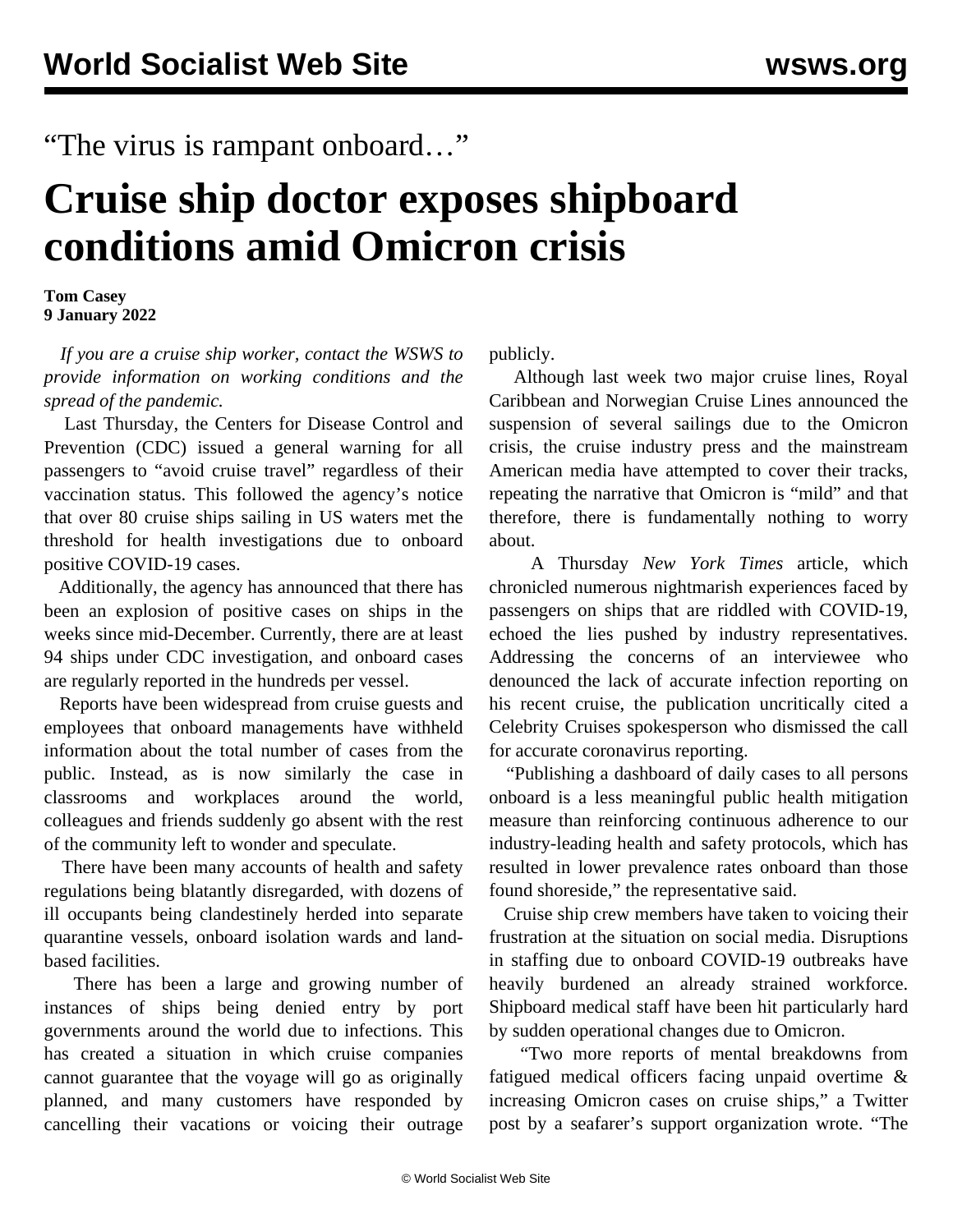“The virus is rampant onboard…”

# Cruise ship doctor exposes shipboard conditions amid Omicron crisis

**Tom Casey**
**9 January 2022**

*If you are a cruise ship worker, contact the WSWS to provide information on working conditions and the spread of the pandemic.*

Last Thursday, the Centers for Disease Control and Prevention (CDC) issued a general warning for all passengers to “avoid cruise travel” regardless of their vaccination status. This followed the agency’s notice that over 80 cruise ships sailing in US waters met the threshold for health investigations due to onboard positive COVID-19 cases.

Additionally, the agency has announced that there has been an explosion of positive cases on ships in the weeks since mid-December. Currently, there are at least 94 ships under CDC investigation, and onboard cases are regularly reported in the hundreds per vessel.

Reports have been widespread from cruise guests and employees that onboard managements have withheld information about the total number of cases from the public. Instead, as is now similarly the case in classrooms and workplaces around the world, colleagues and friends suddenly go absent with the rest of the community left to wonder and speculate.

There have been many accounts of health and safety regulations being blatantly disregarded, with dozens of ill occupants being clandestinely herded into separate quarantine vessels, onboard isolation wards and land-based facilities.

There has been a large and growing number of instances of ships being denied entry by port governments around the world due to infections. This has created a situation in which cruise companies cannot guarantee that the voyage will go as originally planned, and many customers have responded by cancelling their vacations or voicing their outrage publicly.

Although last week two major cruise lines, Royal Caribbean and Norwegian Cruise Lines announced the suspension of several sailings due to the Omicron crisis, the cruise industry press and the mainstream American media have attempted to cover their tracks, repeating the narrative that Omicron is “mild” and that therefore, there is fundamentally nothing to worry about.

A Thursday *New York Times* article, which chronicled numerous nightmarish experiences faced by passengers on ships that are riddled with COVID-19, echoed the lies pushed by industry representatives. Addressing the concerns of an interviewee who denounced the lack of accurate infection reporting on his recent cruise, the publication uncritically cited a Celebrity Cruises spokesperson who dismissed the call for accurate coronavirus reporting.

“Publishing a dashboard of daily cases to all persons onboard is a less meaningful public health mitigation measure than reinforcing continuous adherence to our industry-leading health and safety protocols, which has resulted in lower prevalence rates onboard than those found shoreside,” the representative said.

Cruise ship crew members have taken to voicing their frustration at the situation on social media. Disruptions in staffing due to onboard COVID-19 outbreaks have heavily burdened an already strained workforce. Shipboard medical staff have been hit particularly hard by sudden operational changes due to Omicron.

“Two more reports of mental breakdowns from fatigued medical officers facing unpaid overtime & increasing Omicron cases on cruise ships,” a Twitter post by a seafarer’s support organization wrote. “The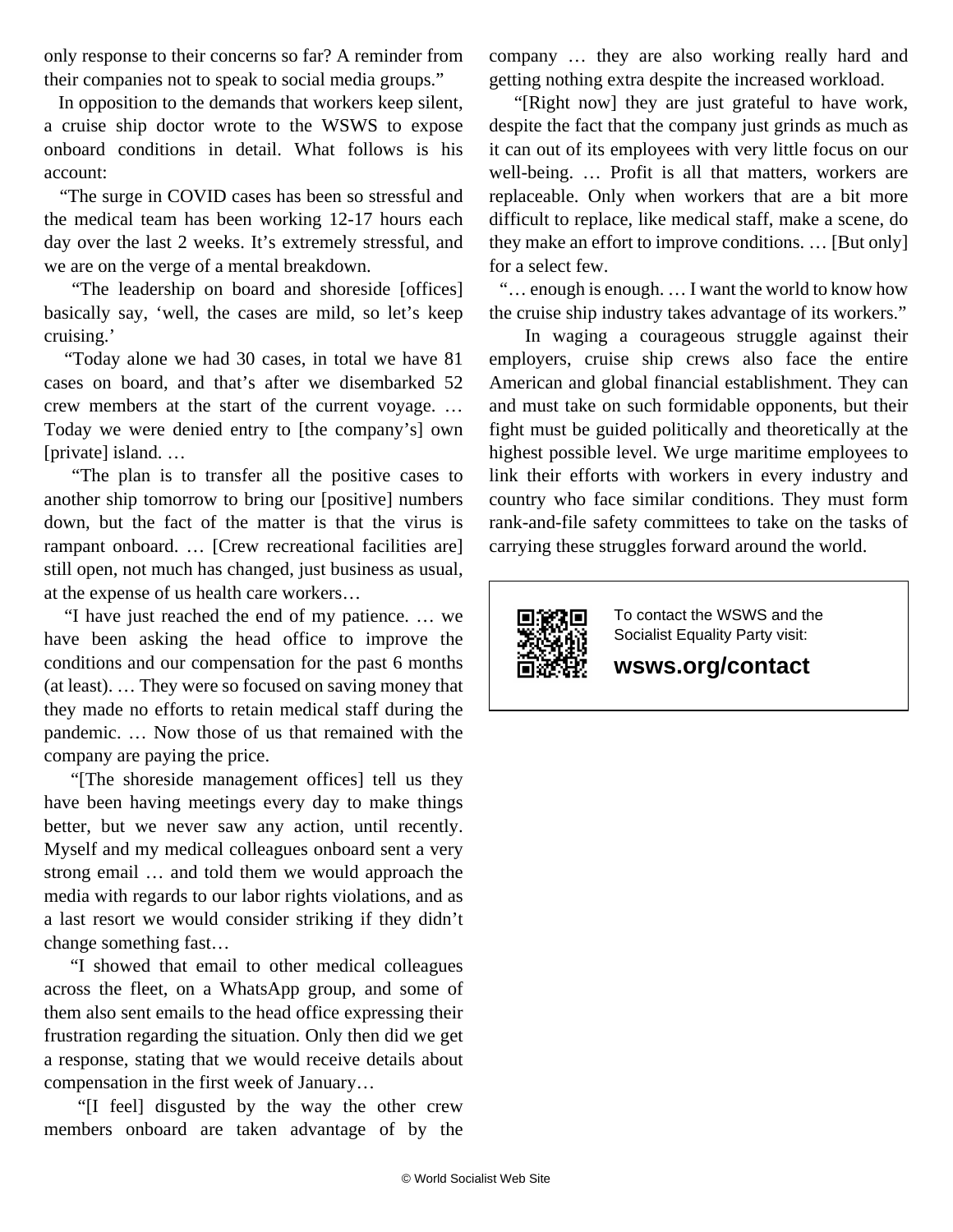only response to their concerns so far? A reminder from their companies not to speak to social media groups."

In opposition to the demands that workers keep silent, a cruise ship doctor wrote to the WSWS to expose onboard conditions in detail. What follows is his account:

"The surge in COVID cases has been so stressful and the medical team has been working 12-17 hours each day over the last 2 weeks. It's extremely stressful, and we are on the verge of a mental breakdown.

"The leadership on board and shoreside [offices] basically say, 'well, the cases are mild, so let's keep cruising.'

"Today alone we had 30 cases, in total we have 81 cases on board, and that's after we disembarked 52 crew members at the start of the current voyage. … Today we were denied entry to [the company's] own [private] island. …

"The plan is to transfer all the positive cases to another ship tomorrow to bring our [positive] numbers down, but the fact of the matter is that the virus is rampant onboard. … [Crew recreational facilities are] still open, not much has changed, just business as usual, at the expense of us health care workers…

"I have just reached the end of my patience. … we have been asking the head office to improve the conditions and our compensation for the past 6 months (at least). … They were so focused on saving money that they made no efforts to retain medical staff during the pandemic. … Now those of us that remained with the company are paying the price.

"[The shoreside management offices] tell us they have been having meetings every day to make things better, but we never saw any action, until recently. Myself and my medical colleagues onboard sent a very strong email … and told them we would approach the media with regards to our labor rights violations, and as a last resort we would consider striking if they didn't change something fast…

"I showed that email to other medical colleagues across the fleet, on a WhatsApp group, and some of them also sent emails to the head office expressing their frustration regarding the situation. Only then did we get a response, stating that we would receive details about compensation in the first week of January…

"[I feel] disgusted by the way the other crew members onboard are taken advantage of by the company … they are also working really hard and getting nothing extra despite the increased workload.

"[Right now] they are just grateful to have work, despite the fact that the company just grinds as much as it can out of its employees with very little focus on our well-being. … Profit is all that matters, workers are replaceable. Only when workers that are a bit more difficult to replace, like medical staff, make a scene, do they make an effort to improve conditions. … [But only] for a select few.

"… enough is enough. … I want the world to know how the cruise ship industry takes advantage of its workers."

In waging a courageous struggle against their employers, cruise ship crews also face the entire American and global financial establishment. They can and must take on such formidable opponents, but their fight must be guided politically and theoretically at the highest possible level. We urge maritime employees to link their efforts with workers in every industry and country who face similar conditions. They must form rank-and-file safety committees to take on the tasks of carrying these struggles forward around the world.

To contact the WSWS and the Socialist Equality Party visit:

**wsws.org/contact**